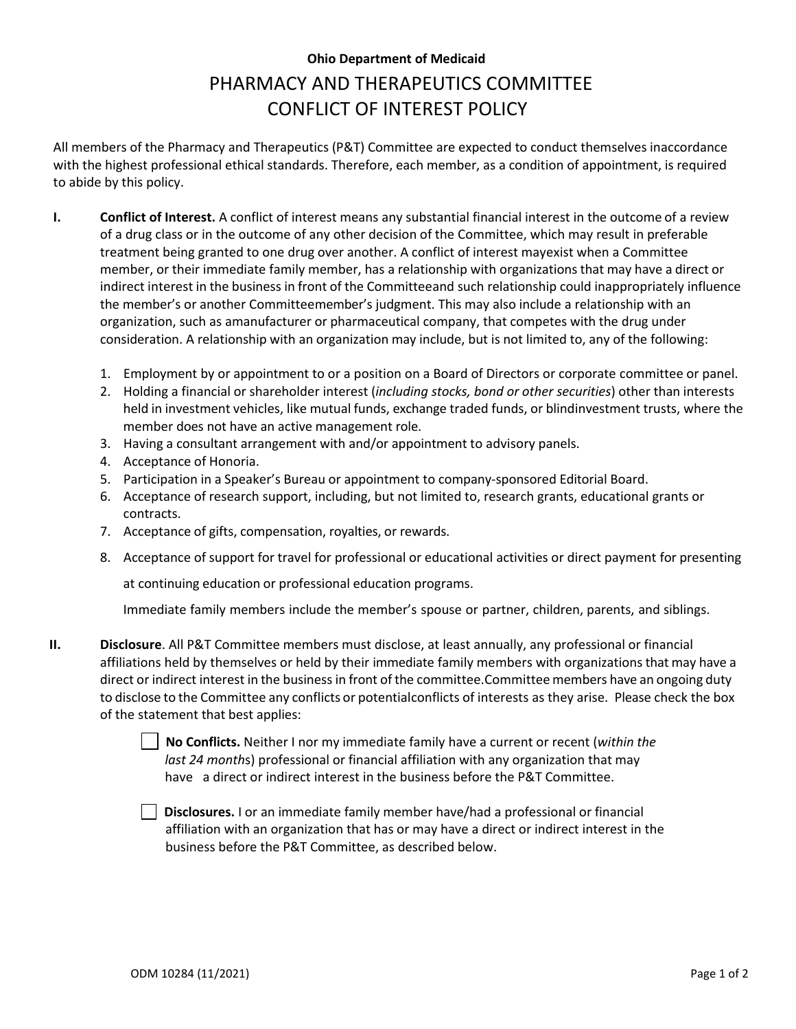**Ohio Department of Medicaid**

# PHARMACY AND THERAPEUTICS COMMITTEE CONFLICT OF INTEREST POLICY

All members of the Pharmacy and Therapeutics (P&T) Committee are expected to conduct themselves inaccordance with the highest professional ethical standards. Therefore, each member, as a condition of appointment, is required to abide by this policy.

**I. Conflict of Interest.** A conflict of interest means any substantial financial interest in the outcome of a review of a drug class or in the outcome of any other decision of the Committee, which may result in preferable treatment being granted to one drug over another. A conflict of interest mayexist when a Committee member, or their immediate family member, has a relationship with organizations that may have a direct or indirect interest in the business in front of the Committeeand such relationship could inappropriately influence the member's or another Committeemember's judgment. This may also include a relationship with an organization, such as amanufacturer or pharmaceutical company, that competes with the drug under consideration. A relationship with an organization may include, but is not limited to, any of the following:

1. Employment by or appointment to or a position on a Board of Directors or corporate committee or panel.
2. Holding a financial or shareholder interest (*including stocks, bond or other securities*) other than interests held in investment vehicles, like mutual funds, exchange traded funds, or blindinvestment trusts, where the member does not have an active management role.
3. Having a consultant arrangement with and/or appointment to advisory panels.
4. Acceptance of Honoria.
5. Participation in a Speaker's Bureau or appointment to company-sponsored Editorial Board.
6. Acceptance of research support, including, but not limited to, research grants, educational grants or contracts.
7. Acceptance of gifts, compensation, royalties, or rewards.
8. Acceptance of support for travel for professional or educational activities or direct payment for presenting at continuing education or professional education programs.

Immediate family members include the member's spouse or partner, children, parents, and siblings.

**II. Disclosure**. All P&T Committee members must disclose, at least annually, any professional or financial affiliations held by themselves or held by their immediate family members with organizations that may have a direct or indirect interest in the business in front of the committee.Committee members have an ongoing duty to disclose to the Committee any conflicts or potentialconflicts of interests as they arise. Please check the box of the statement that best applies:

☐ **No Conflicts.** Neither I nor my immediate family have a current or recent (*within the last 24 month*s) professional or financial affiliation with any organization that may have a direct or indirect interest in the business before the P&T Committee.

☐ **Disclosures.** I or an immediate family member have/had a professional or financial affiliation with an organization that has or may have a direct or indirect interest in the business before the P&T Committee, as described below.

ODM 10284 (11/2021)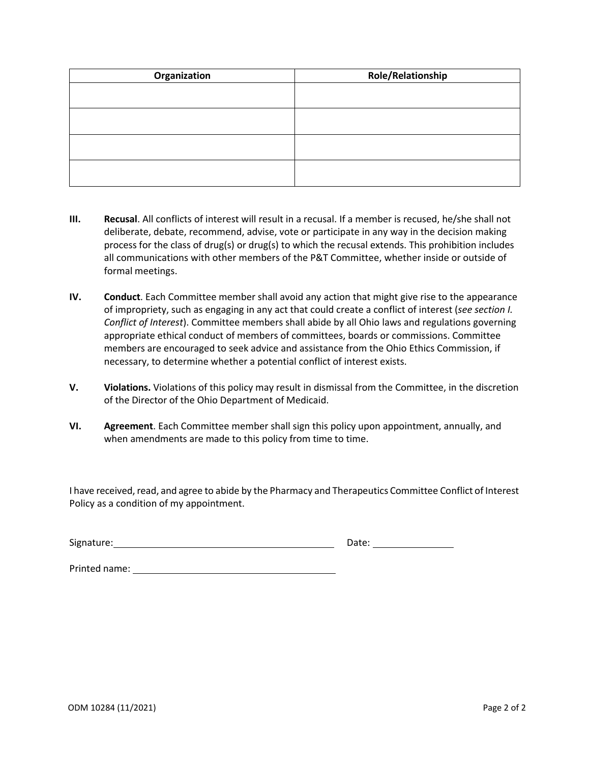| Organization | Role/Relationship |
| --- | --- |
| | |
| | |
| | |
| | |

**III.** **Recusal**. All conflicts of interest will result in a recusal. If a member is recused, he/she shall not deliberate, debate, recommend, advise, vote or participate in any way in the decision making process for the class of drug(s) or drug(s) to which the recusal extends. This prohibition includes all communications with other members of the P&T Committee, whether inside or outside of formal meetings.

**IV.** **Conduct**. Each Committee member shall avoid any action that might give rise to the appearance of impropriety, such as engaging in any act that could create a conflict of interest (*see section I. Conflict of Interest*). Committee members shall abide by all Ohio laws and regulations governing appropriate ethical conduct of members of committees, boards or commissions. Committee members are encouraged to seek advice and assistance from the Ohio Ethics Commission, if necessary, to determine whether a potential conflict of interest exists.

**V.** **Violations.** Violations of this policy may result in dismissal from the Committee, in the discretion of the Director of the Ohio Department of Medicaid.

**VI.** **Agreement**. Each Committee member shall sign this policy upon appointment, annually, and when amendments are made to this policy from time to time.

I have received, read, and agree to abide by the Pharmacy and Therapeutics Committee Conflict of Interest Policy as a condition of my appointment.

Signature: ________________________________________ Date: _______________

Printed name: ____________________________________

ODM 10284 (11/2021)